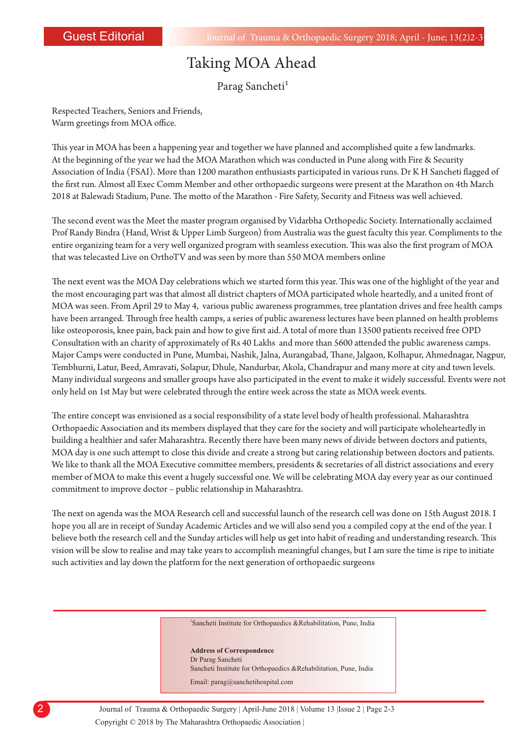Guest Editorial

# Taking MOA Ahead

Parag Sancheti[1]

Respected Teachers, Seniors and Friends,
Warm greetings from MOA office.

This year in MOA has been a happening year and together we have planned and accomplished quite a few landmarks. At the beginning of the year we had the MOA Marathon which was conducted in Pune along with Fire & Security Association of India (FSAI). More than 1200 marathon enthusiasts participated in various runs. Dr K H Sancheti flagged of the first run. Almost all Exec Comm Member and other orthopaedic surgeons were present at the Marathon on 4th March 2018 at Balewadi Stadium, Pune. The motto of the Marathon - Fire Safety, Security and Fitness was well achieved.

The second event was the Meet the master program organised by Vidarbha Orthopedic Society. Internationally acclaimed Prof Randy Bindra (Hand, Wrist & Upper Limb Surgeon) from Australia was the guest faculty this year. Compliments to the entire organizing team for a very well organized program with seamless execution. This was also the first program of MOA that was telecasted Live on OrthoTV and was seen by more than 550 MOA members online

The next event was the MOA Day celebrations which we started form this year. This was one of the highlight of the year and the most encouraging part was that almost all district chapters of MOA participated whole heartedly, and a united front of MOA was seen. From April 29 to May 4, various public awareness programmes, tree plantation drives and free health camps have been arranged. Through free health camps, a series of public awareness lectures have been planned on health problems like osteoporosis, knee pain, back pain and how to give first aid. A total of more than 13500 patients received free OPD Consultation with an charity of approximately of Rs 40 Lakhs and more than 5600 attended the public awareness camps. Major Camps were conducted in Pune, Mumbai, Nashik, Jalna, Aurangabad, Thane, Jalgaon, Kolhapur, Ahmednagar, Nagpur, Tembhurni, Latur, Beed, Amravati, Solapur, Dhule, Nandurbar, Akola, Chandrapur and many more at city and town levels. Many individual surgeons and smaller groups have also participated in the event to make it widely successful. Events were not only held on 1st May but were celebrated through the entire week across the state as MOA week events.

The entire concept was envisioned as a social responsibility of a state level body of health professional. Maharashtra Orthopaedic Association and its members displayed that they care for the society and will participate wholeheartedly in building a healthier and safer Maharashtra. Recently there have been many news of divide between doctors and patients, MOA day is one such attempt to close this divide and create a strong but caring relationship between doctors and patients. We like to thank all the MOA Executive committee members, presidents & secretaries of all district associations and every member of MOA to make this event a hugely successful one. We will be celebrating MOA day every year as our continued commitment to improve doctor – public relationship in Maharashtra.

The next on agenda was the MOA Research cell and successful launch of the research cell was done on 15th August 2018. I hope you all are in receipt of Sunday Academic Articles and we will also send you a compiled copy at the end of the year. I believe both the research cell and the Sunday articles will help us get into habit of reading and understanding research. This vision will be slow to realise and may take years to accomplish meaningful changes, but I am sure the time is ripe to initiate such activities and lay down the platform for the next generation of orthopaedic surgeons

[1]Sancheti Institute for Orthopaedics &Rehabilitation, Pune, India

**Address of Correspondence**
Dr Parag Sancheti
Sancheti Institute for Orthopaedics &Rehabilitation, Pune, India
Email: parag@sanchetihospital.com

Copyright © 2018 by The Maharashtra Orthopaedic Association |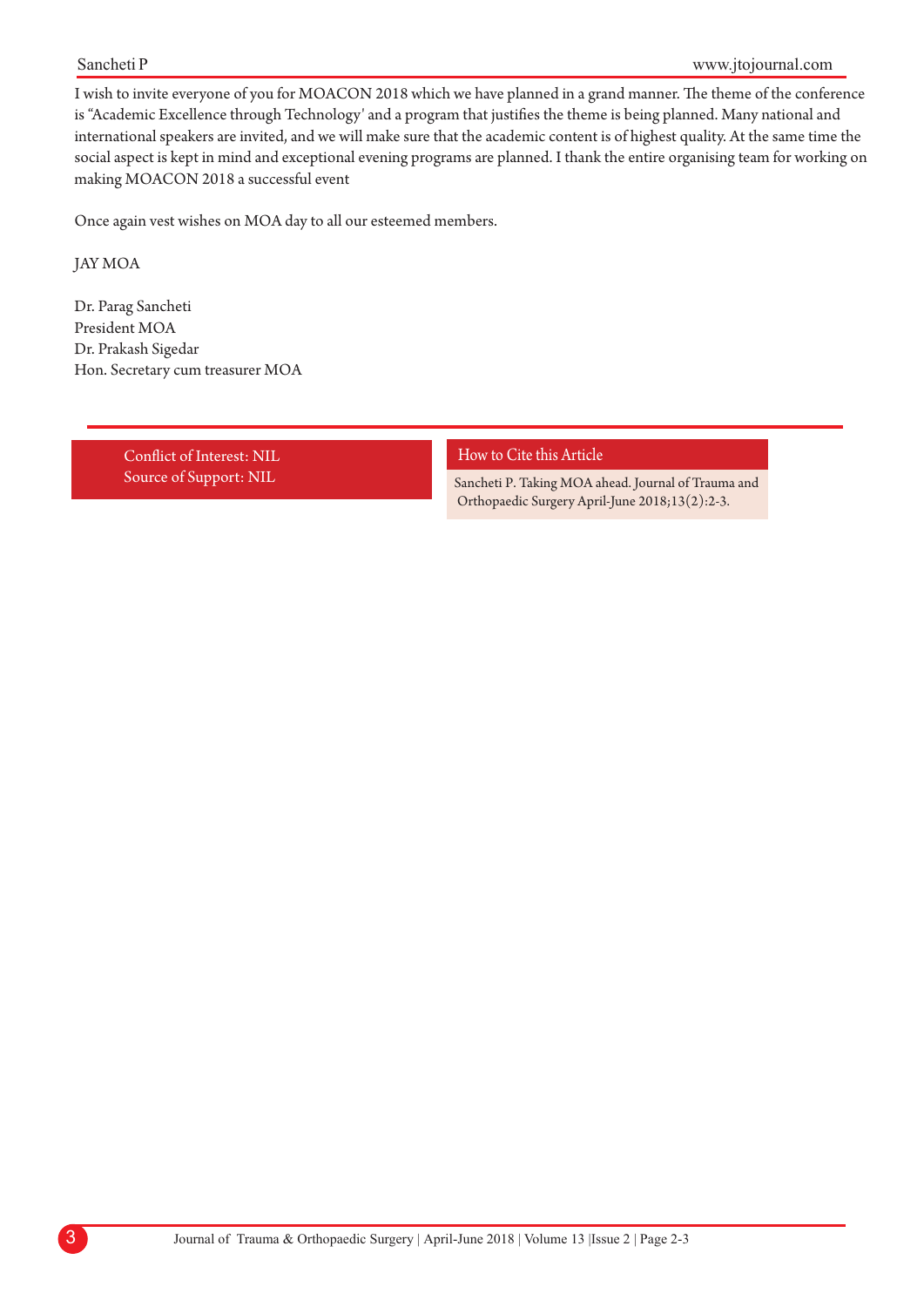I wish to invite everyone of you for MOACON 2018 which we have planned in a grand manner. The theme of the conference is "Academic Excellence through Technology' and a program that justifies the theme is being planned. Many national and international speakers are invited, and we will make sure that the academic content is of highest quality. At the same time the social aspect is kept in mind and exceptional evening programs are planned. I thank the entire organising team for working on making MOACON 2018 a successful event

Once again vest wishes on MOA day to all our esteemed members.

JAY MOA

Dr. Parag Sancheti
President MOA
Dr. Prakash Sigedar
Hon. Secretary cum treasurer MOA

Conflict of Interest: NIL
Source of Support: NIL

**How to Cite this Article**

Sancheti P. Taking MOA ahead. Journal of Trauma and Orthopaedic Surgery April-June 2018;13(2):2-3.